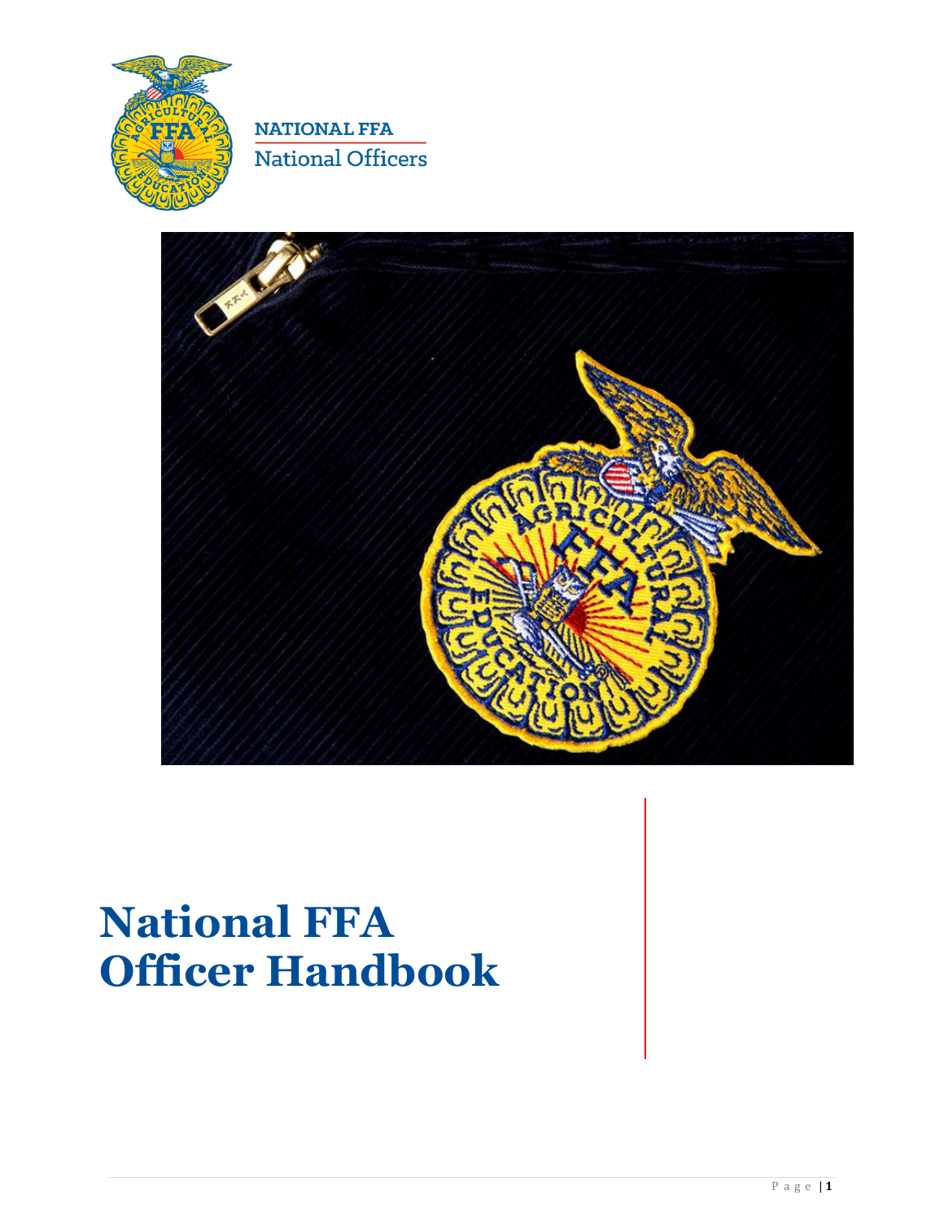NATIONAL FFA

National Officers

# National FFA Officer Handbook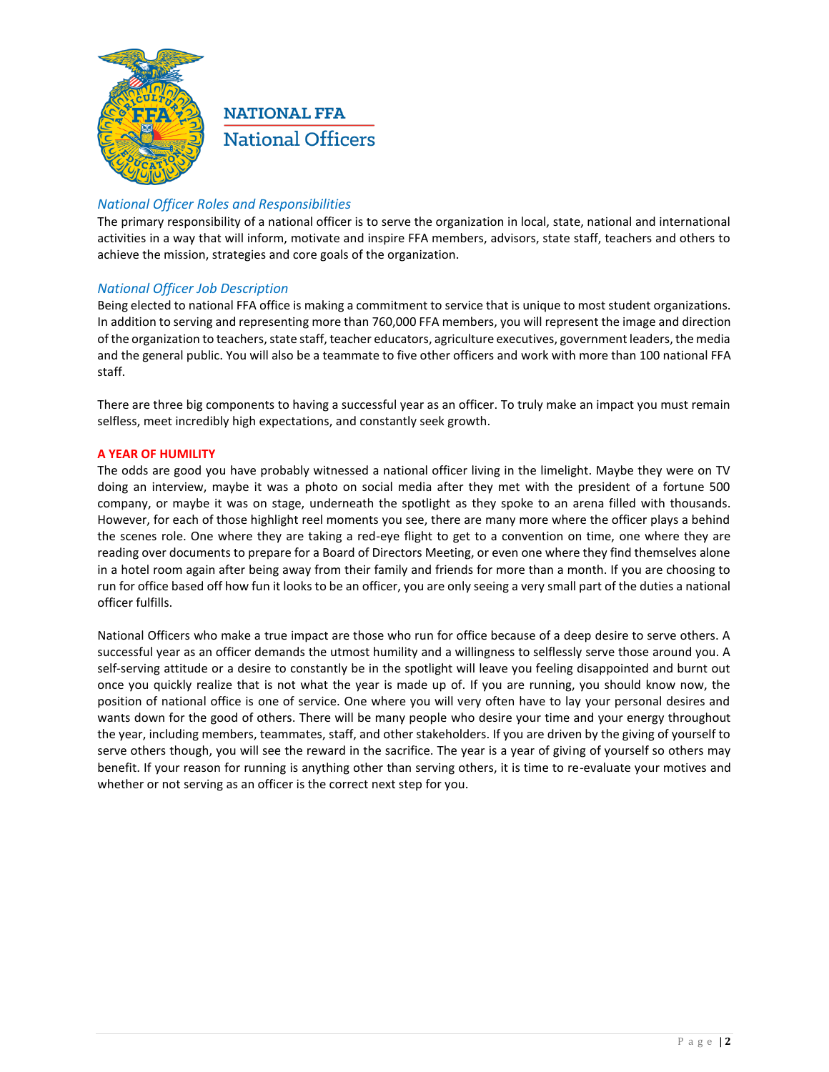# NATIONAL FFA

## National Officers

### *National Officer Roles and Responsibilities*

The primary responsibility of a national officer is to serve the organization in local, state, national and international activities in a way that will inform, motivate and inspire FFA members, advisors, state staff, teachers and others to achieve the mission, strategies and core goals of the organization.

### *National Officer Job Description*

Being elected to national FFA office is making a commitment to service that is unique to most student organizations. In addition to serving and representing more than 760,000 FFA members, you will represent the image and direction of the organization to teachers, state staff, teacher educators, agriculture executives, government leaders, the media and the general public. You will also be a teammate to five other officers and work with more than 100 national FFA staff.

There are three big components to having a successful year as an officer. To truly make an impact you must remain selfless, meet incredibly high expectations, and constantly seek growth.

**A YEAR OF HUMILITY**

The odds are good you have probably witnessed a national officer living in the limelight. Maybe they were on TV doing an interview, maybe it was a photo on social media after they met with the president of a fortune 500 company, or maybe it was on stage, underneath the spotlight as they spoke to an arena filled with thousands. However, for each of those highlight reel moments you see, there are many more where the officer plays a behind the scenes role. One where they are taking a red-eye flight to get to a convention on time, one where they are reading over documents to prepare for a Board of Directors Meeting, or even one where they find themselves alone in a hotel room again after being away from their family and friends for more than a month. If you are choosing to run for office based off how fun it looks to be an officer, you are only seeing a very small part of the duties a national officer fulfills.

National Officers who make a true impact are those who run for office because of a deep desire to serve others. A successful year as an officer demands the utmost humility and a willingness to selflessly serve those around you. A self-serving attitude or a desire to constantly be in the spotlight will leave you feeling disappointed and burnt out once you quickly realize that is not what the year is made up of. If you are running, you should know now, the position of national office is one of service. One where you will very often have to lay your personal desires and wants down for the good of others. There will be many people who desire your time and your energy throughout the year, including members, teammates, staff, and other stakeholders. If you are driven by the giving of yourself to serve others though, you will see the reward in the sacrifice. The year is a year of giving of yourself so others may benefit. If your reason for running is anything other than serving others, it is time to re-evaluate your motives and whether or not serving as an officer is the correct next step for you.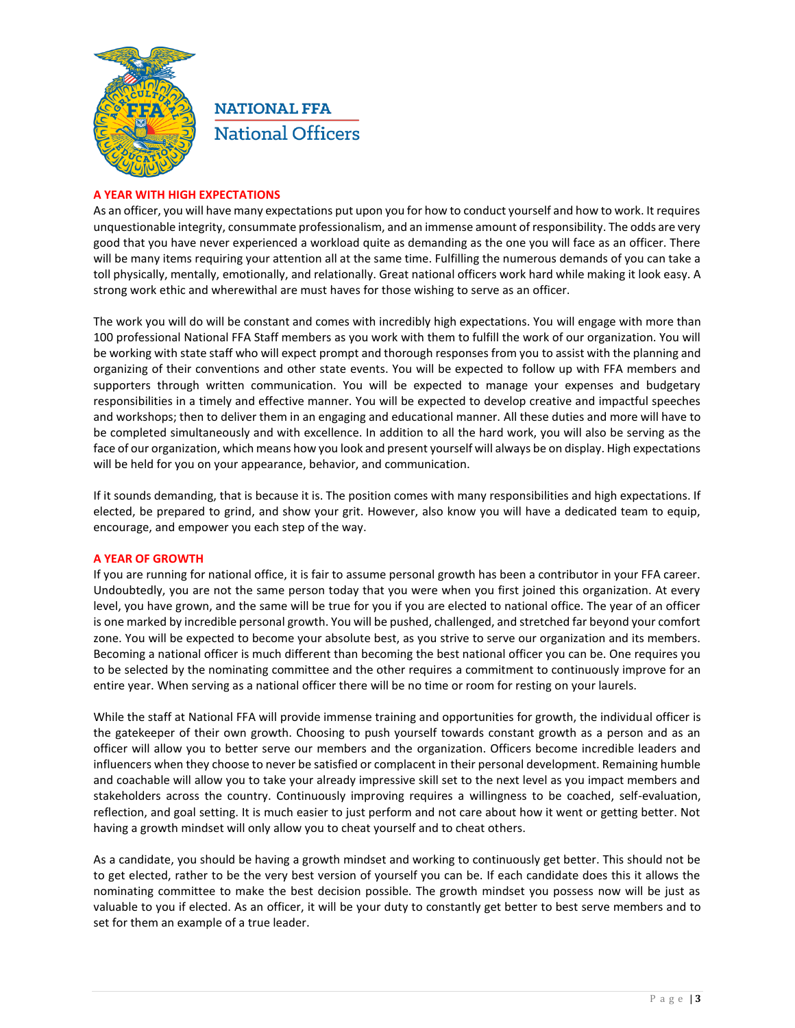NATIONAL FFA
National Officers

## A YEAR WITH HIGH EXPECTATIONS

As an officer, you will have many expectations put upon you for how to conduct yourself and how to work. It requires unquestionable integrity, consummate professionalism, and an immense amount of responsibility. The odds are very good that you have never experienced a workload quite as demanding as the one you will face as an officer. There will be many items requiring your attention all at the same time. Fulfilling the numerous demands of you can take a toll physically, mentally, emotionally, and relationally. Great national officers work hard while making it look easy. A strong work ethic and wherewithal are must haves for those wishing to serve as an officer.

The work you will do will be constant and comes with incredibly high expectations. You will engage with more than 100 professional National FFA Staff members as you work with them to fulfill the work of our organization. You will be working with state staff who will expect prompt and thorough responses from you to assist with the planning and organizing of their conventions and other state events. You will be expected to follow up with FFA members and supporters through written communication. You will be expected to manage your expenses and budgetary responsibilities in a timely and effective manner. You will be expected to develop creative and impactful speeches and workshops; then to deliver them in an engaging and educational manner. All these duties and more will have to be completed simultaneously and with excellence. In addition to all the hard work, you will also be serving as the face of our organization, which means how you look and present yourself will always be on display. High expectations will be held for you on your appearance, behavior, and communication.

If it sounds demanding, that is because it is. The position comes with many responsibilities and high expectations. If elected, be prepared to grind, and show your grit. However, also know you will have a dedicated team to equip, encourage, and empower you each step of the way.

## A YEAR OF GROWTH

If you are running for national office, it is fair to assume personal growth has been a contributor in your FFA career. Undoubtedly, you are not the same person today that you were when you first joined this organization. At every level, you have grown, and the same will be true for you if you are elected to national office. The year of an officer is one marked by incredible personal growth. You will be pushed, challenged, and stretched far beyond your comfort zone. You will be expected to become your absolute best, as you strive to serve our organization and its members. Becoming a national officer is much different than becoming the best national officer you can be. One requires you to be selected by the nominating committee and the other requires a commitment to continuously improve for an entire year. When serving as a national officer there will be no time or room for resting on your laurels.

While the staff at National FFA will provide immense training and opportunities for growth, the individual officer is the gatekeeper of their own growth. Choosing to push yourself towards constant growth as a person and as an officer will allow you to better serve our members and the organization. Officers become incredible leaders and influencers when they choose to never be satisfied or complacent in their personal development. Remaining humble and coachable will allow you to take your already impressive skill set to the next level as you impact members and stakeholders across the country. Continuously improving requires a willingness to be coached, self-evaluation, reflection, and goal setting. It is much easier to just perform and not care about how it went or getting better. Not having a growth mindset will only allow you to cheat yourself and to cheat others.

As a candidate, you should be having a growth mindset and working to continuously get better. This should not be to get elected, rather to be the very best version of yourself you can be. If each candidate does this it allows the nominating committee to make the best decision possible. The growth mindset you possess now will be just as valuable to you if elected. As an officer, it will be your duty to constantly get better to best serve members and to set for them an example of a true leader.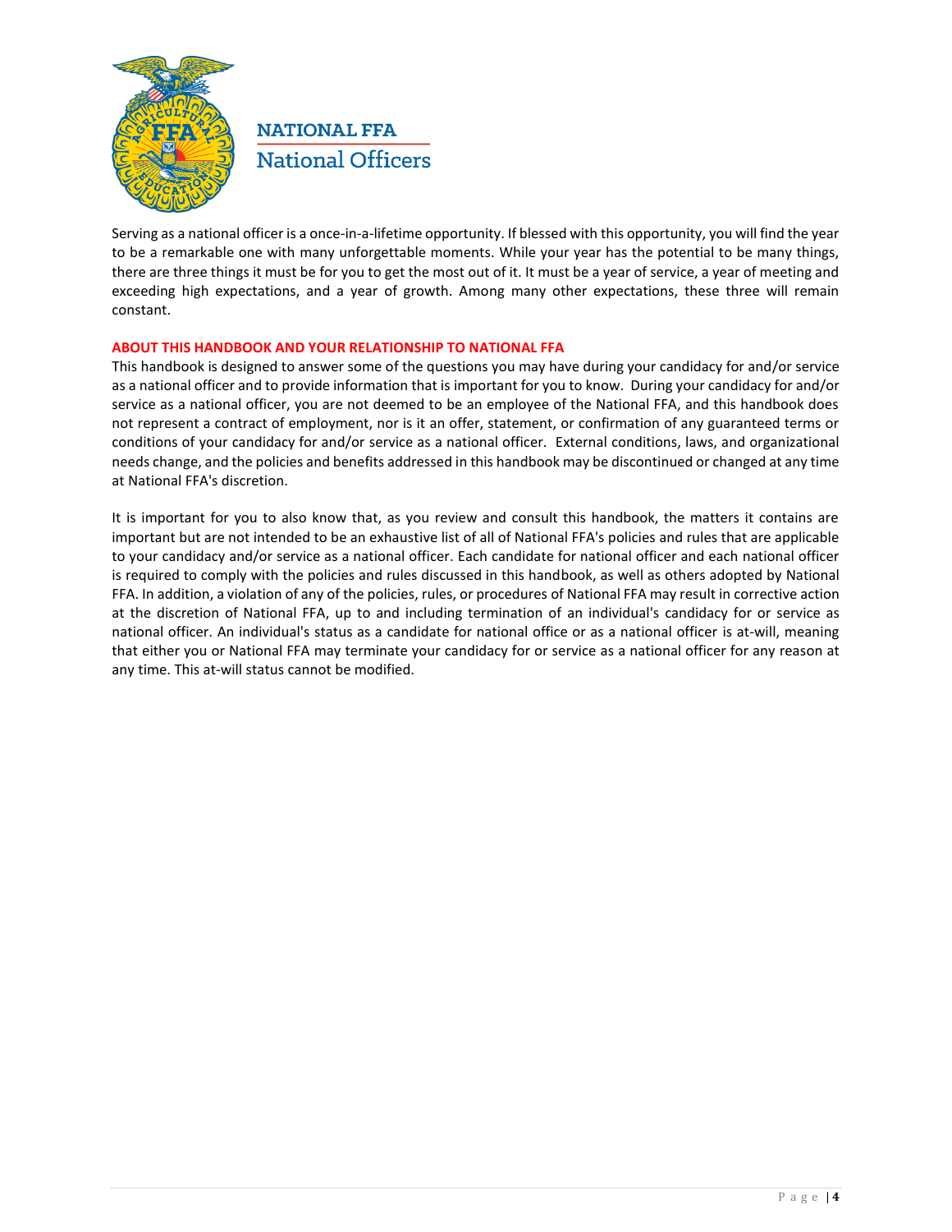# NATIONAL FFA
## National Officers

Serving as a national officer is a once-in-a-lifetime opportunity. If blessed with this opportunity, you will find the year to be a remarkable one with many unforgettable moments. While your year has the potential to be many things, there are three things it must be for you to get the most out of it. It must be a year of service, a year of meeting and exceeding high expectations, and a year of growth. Among many other expectations, these three will remain constant.

### ABOUT THIS HANDBOOK AND YOUR RELATIONSHIP TO NATIONAL FFA

This handbook is designed to answer some of the questions you may have during your candidacy for and/or service as a national officer and to provide information that is important for you to know. During your candidacy for and/or service as a national officer, you are not deemed to be an employee of the National FFA, and this handbook does not represent a contract of employment, nor is it an offer, statement, or confirmation of any guaranteed terms or conditions of your candidacy for and/or service as a national officer. External conditions, laws, and organizational needs change, and the policies and benefits addressed in this handbook may be discontinued or changed at any time at National FFA's discretion.

It is important for you to also know that, as you review and consult this handbook, the matters it contains are important but are not intended to be an exhaustive list of all of National FFA's policies and rules that are applicable to your candidacy and/or service as a national officer. Each candidate for national officer and each national officer is required to comply with the policies and rules discussed in this handbook, as well as others adopted by National FFA. In addition, a violation of any of the policies, rules, or procedures of National FFA may result in corrective action at the discretion of National FFA, up to and including termination of an individual's candidacy for or service as national officer. An individual's status as a candidate for national office or as a national officer is at-will, meaning that either you or National FFA may terminate your candidacy for or service as a national officer for any reason at any time. This at-will status cannot be modified.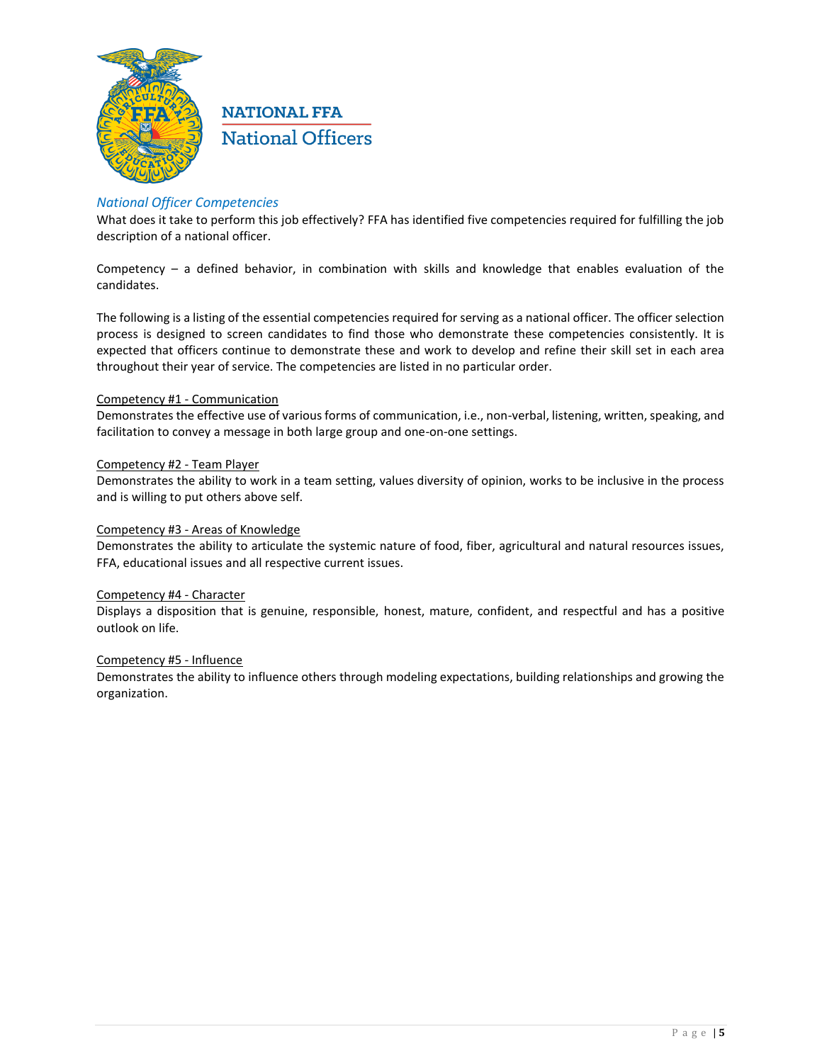NATIONAL FFA

National Officers

## *National Officer Competencies*

What does it take to perform this job effectively? FFA has identified five competencies required for fulfilling the job description of a national officer.

Competency – a defined behavior, in combination with skills and knowledge that enables evaluation of the candidates.

The following is a listing of the essential competencies required for serving as a national officer. The officer selection process is designed to screen candidates to find those who demonstrate these competencies consistently. It is expected that officers continue to demonstrate these and work to develop and refine their skill set in each area throughout their year of service. The competencies are listed in no particular order.

### Competency #1 - Communication

Demonstrates the effective use of various forms of communication, i.e., non-verbal, listening, written, speaking, and facilitation to convey a message in both large group and one-on-one settings.

### Competency #2 - Team Player

Demonstrates the ability to work in a team setting, values diversity of opinion, works to be inclusive in the process and is willing to put others above self.

### Competency #3 - Areas of Knowledge

Demonstrates the ability to articulate the systemic nature of food, fiber, agricultural and natural resources issues, FFA, educational issues and all respective current issues.

### Competency #4 - Character

Displays a disposition that is genuine, responsible, honest, mature, confident, and respectful and has a positive outlook on life.

### Competency #5 - Influence

Demonstrates the ability to influence others through modeling expectations, building relationships and growing the organization.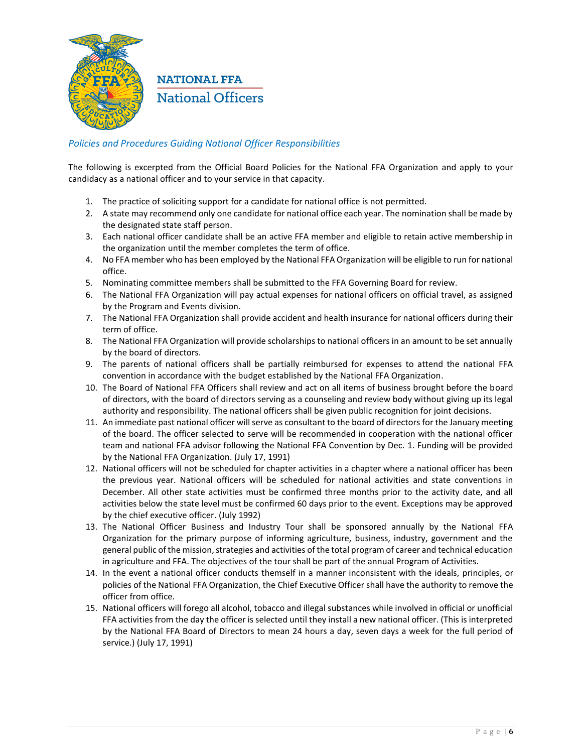# NATIONAL FFA

## National Officers

*Policies and Procedures Guiding National Officer Responsibilities*

The following is excerpted from the Official Board Policies for the National FFA Organization and apply to your candidacy as a national officer and to your service in that capacity.

1. The practice of soliciting support for a candidate for national office is not permitted.
2. A state may recommend only one candidate for national office each year. The nomination shall be made by the designated state staff person.
3. Each national officer candidate shall be an active FFA member and eligible to retain active membership in the organization until the member completes the term of office.
4. No FFA member who has been employed by the National FFA Organization will be eligible to run for national office.
5. Nominating committee members shall be submitted to the FFA Governing Board for review.
6. The National FFA Organization will pay actual expenses for national officers on official travel, as assigned by the Program and Events division.
7. The National FFA Organization shall provide accident and health insurance for national officers during their term of office.
8. The National FFA Organization will provide scholarships to national officers in an amount to be set annually by the board of directors.
9. The parents of national officers shall be partially reimbursed for expenses to attend the national FFA convention in accordance with the budget established by the National FFA Organization.
10. The Board of National FFA Officers shall review and act on all items of business brought before the board of directors, with the board of directors serving as a counseling and review body without giving up its legal authority and responsibility. The national officers shall be given public recognition for joint decisions.
11. An immediate past national officer will serve as consultant to the board of directors for the January meeting of the board. The officer selected to serve will be recommended in cooperation with the national officer team and national FFA advisor following the National FFA Convention by Dec. 1. Funding will be provided by the National FFA Organization. (July 17, 1991)
12. National officers will not be scheduled for chapter activities in a chapter where a national officer has been the previous year. National officers will be scheduled for national activities and state conventions in December. All other state activities must be confirmed three months prior to the activity date, and all activities below the state level must be confirmed 60 days prior to the event. Exceptions may be approved by the chief executive officer. (July 1992)
13. The National Officer Business and Industry Tour shall be sponsored annually by the National FFA Organization for the primary purpose of informing agriculture, business, industry, government and the general public of the mission, strategies and activities of the total program of career and technical education in agriculture and FFA. The objectives of the tour shall be part of the annual Program of Activities.
14. In the event a national officer conducts themself in a manner inconsistent with the ideals, principles, or policies of the National FFA Organization, the Chief Executive Officer shall have the authority to remove the officer from office.
15. National officers will forego all alcohol, tobacco and illegal substances while involved in official or unofficial FFA activities from the day the officer is selected until they install a new national officer. (This is interpreted by the National FFA Board of Directors to mean 24 hours a day, seven days a week for the full period of service.) (July 17, 1991)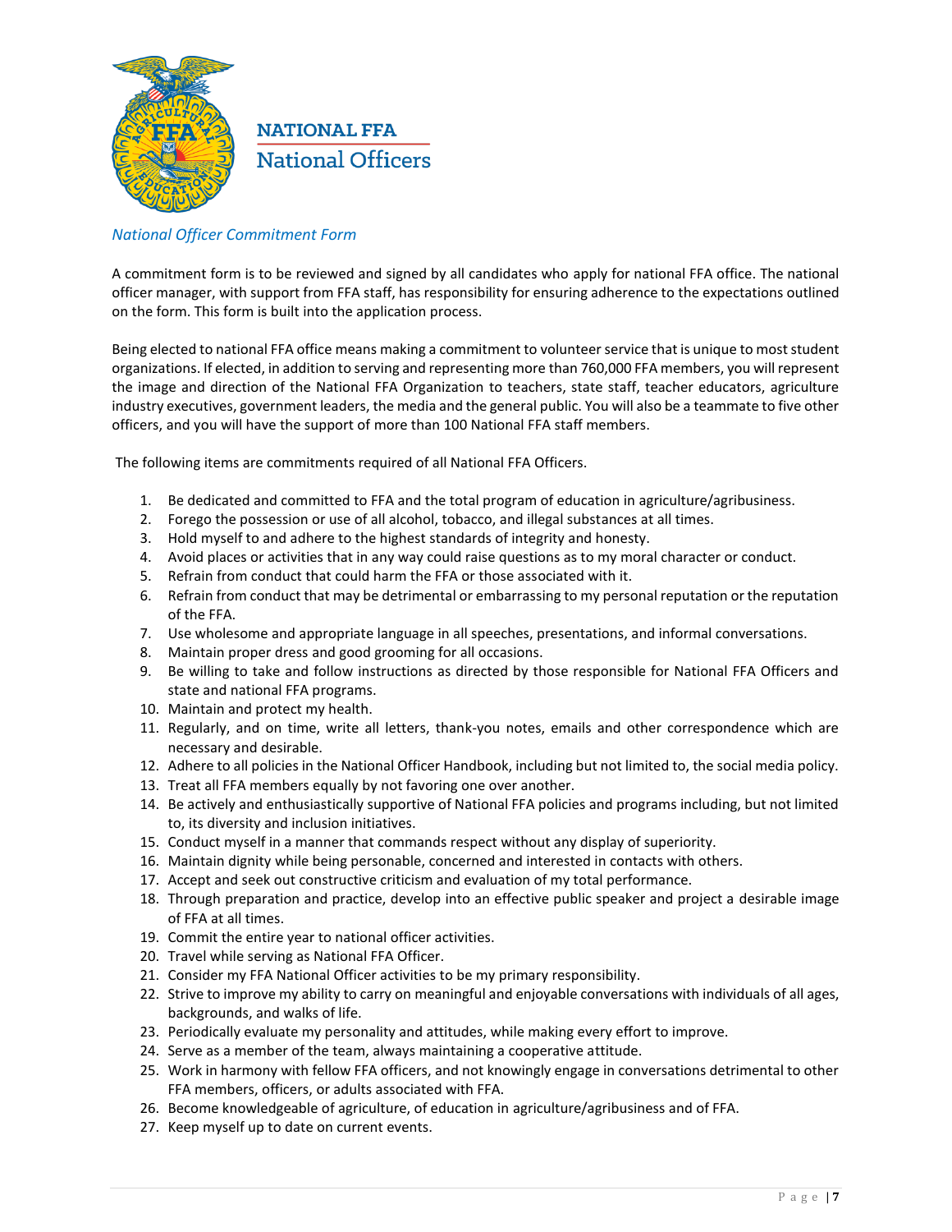# NATIONAL FFA

## National Officers

*National Officer Commitment Form*

A commitment form is to be reviewed and signed by all candidates who apply for national FFA office. The national officer manager, with support from FFA staff, has responsibility for ensuring adherence to the expectations outlined on the form. This form is built into the application process.

Being elected to national FFA office means making a commitment to volunteer service that is unique to most student organizations. If elected, in addition to serving and representing more than 760,000 FFA members, you will represent the image and direction of the National FFA Organization to teachers, state staff, teacher educators, agriculture industry executives, government leaders, the media and the general public. You will also be a teammate to five other officers, and you will have the support of more than 100 National FFA staff members.

The following items are commitments required of all National FFA Officers.

1. Be dedicated and committed to FFA and the total program of education in agriculture/agribusiness.
2. Forego the possession or use of all alcohol, tobacco, and illegal substances at all times.
3. Hold myself to and adhere to the highest standards of integrity and honesty.
4. Avoid places or activities that in any way could raise questions as to my moral character or conduct.
5. Refrain from conduct that could harm the FFA or those associated with it.
6. Refrain from conduct that may be detrimental or embarrassing to my personal reputation or the reputation of the FFA.
7. Use wholesome and appropriate language in all speeches, presentations, and informal conversations.
8. Maintain proper dress and good grooming for all occasions.
9. Be willing to take and follow instructions as directed by those responsible for National FFA Officers and state and national FFA programs.
10. Maintain and protect my health.
11. Regularly, and on time, write all letters, thank-you notes, emails and other correspondence which are necessary and desirable.
12. Adhere to all policies in the National Officer Handbook, including but not limited to, the social media policy.
13. Treat all FFA members equally by not favoring one over another.
14. Be actively and enthusiastically supportive of National FFA policies and programs including, but not limited to, its diversity and inclusion initiatives.
15. Conduct myself in a manner that commands respect without any display of superiority.
16. Maintain dignity while being personable, concerned and interested in contacts with others.
17. Accept and seek out constructive criticism and evaluation of my total performance.
18. Through preparation and practice, develop into an effective public speaker and project a desirable image of FFA at all times.
19. Commit the entire year to national officer activities.
20. Travel while serving as National FFA Officer.
21. Consider my FFA National Officer activities to be my primary responsibility.
22. Strive to improve my ability to carry on meaningful and enjoyable conversations with individuals of all ages, backgrounds, and walks of life.
23. Periodically evaluate my personality and attitudes, while making every effort to improve.
24. Serve as a member of the team, always maintaining a cooperative attitude.
25. Work in harmony with fellow FFA officers, and not knowingly engage in conversations detrimental to other FFA members, officers, or adults associated with FFA.
26. Become knowledgeable of agriculture, of education in agriculture/agribusiness and of FFA.
27. Keep myself up to date on current events.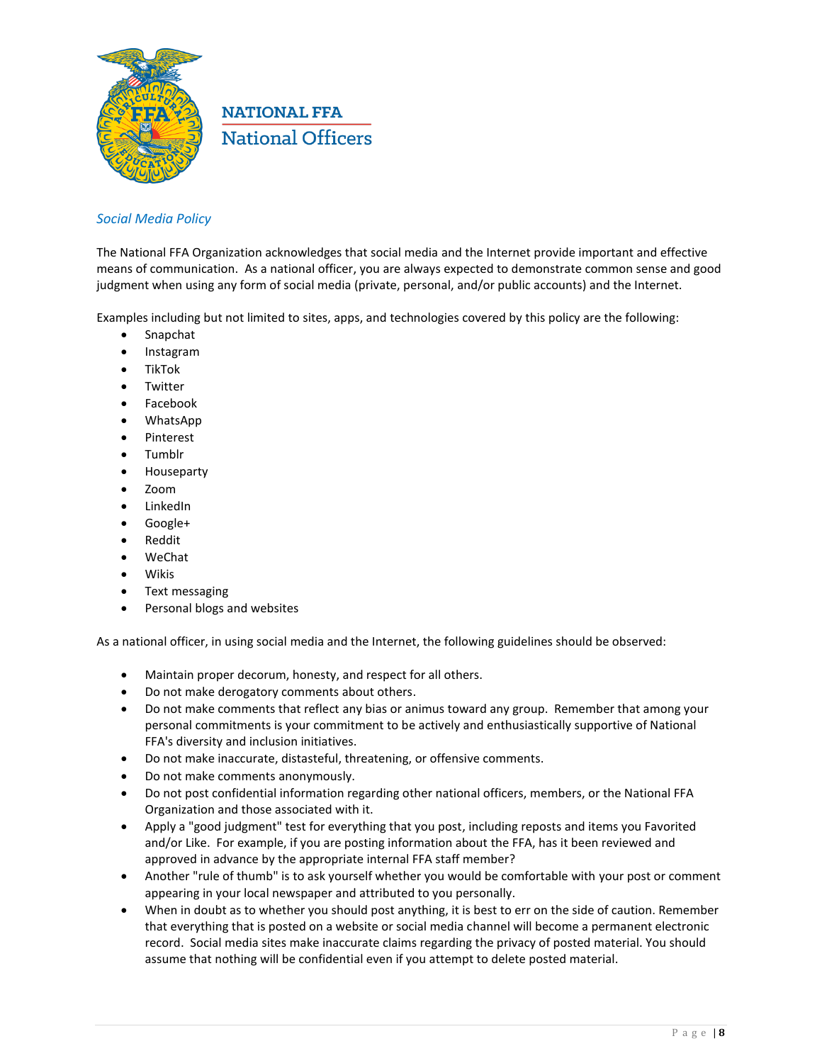NATIONAL FFA

National Officers

*Social Media Policy*

The National FFA Organization acknowledges that social media and the Internet provide important and effective means of communication. As a national officer, you are always expected to demonstrate common sense and good judgment when using any form of social media (private, personal, and/or public accounts) and the Internet.

Examples including but not limited to sites, apps, and technologies covered by this policy are the following:

- Snapchat
- Instagram
- TikTok
- Twitter
- Facebook
- WhatsApp
- Pinterest
- Tumblr
- Houseparty
- Zoom
- LinkedIn
- Google+
- Reddit
- WeChat
- Wikis
- Text messaging
- Personal blogs and websites

As a national officer, in using social media and the Internet, the following guidelines should be observed:

- Maintain proper decorum, honesty, and respect for all others.
- Do not make derogatory comments about others.
- Do not make comments that reflect any bias or animus toward any group. Remember that among your personal commitments is your commitment to be actively and enthusiastically supportive of National FFA's diversity and inclusion initiatives.
- Do not make inaccurate, distasteful, threatening, or offensive comments.
- Do not make comments anonymously.
- Do not post confidential information regarding other national officers, members, or the National FFA Organization and those associated with it.
- Apply a "good judgment" test for everything that you post, including reposts and items you Favorited and/or Like. For example, if you are posting information about the FFA, has it been reviewed and approved in advance by the appropriate internal FFA staff member?
- Another "rule of thumb" is to ask yourself whether you would be comfortable with your post or comment appearing in your local newspaper and attributed to you personally.
- When in doubt as to whether you should post anything, it is best to err on the side of caution. Remember that everything that is posted on a website or social media channel will become a permanent electronic record. Social media sites make inaccurate claims regarding the privacy of posted material. You should assume that nothing will be confidential even if you attempt to delete posted material.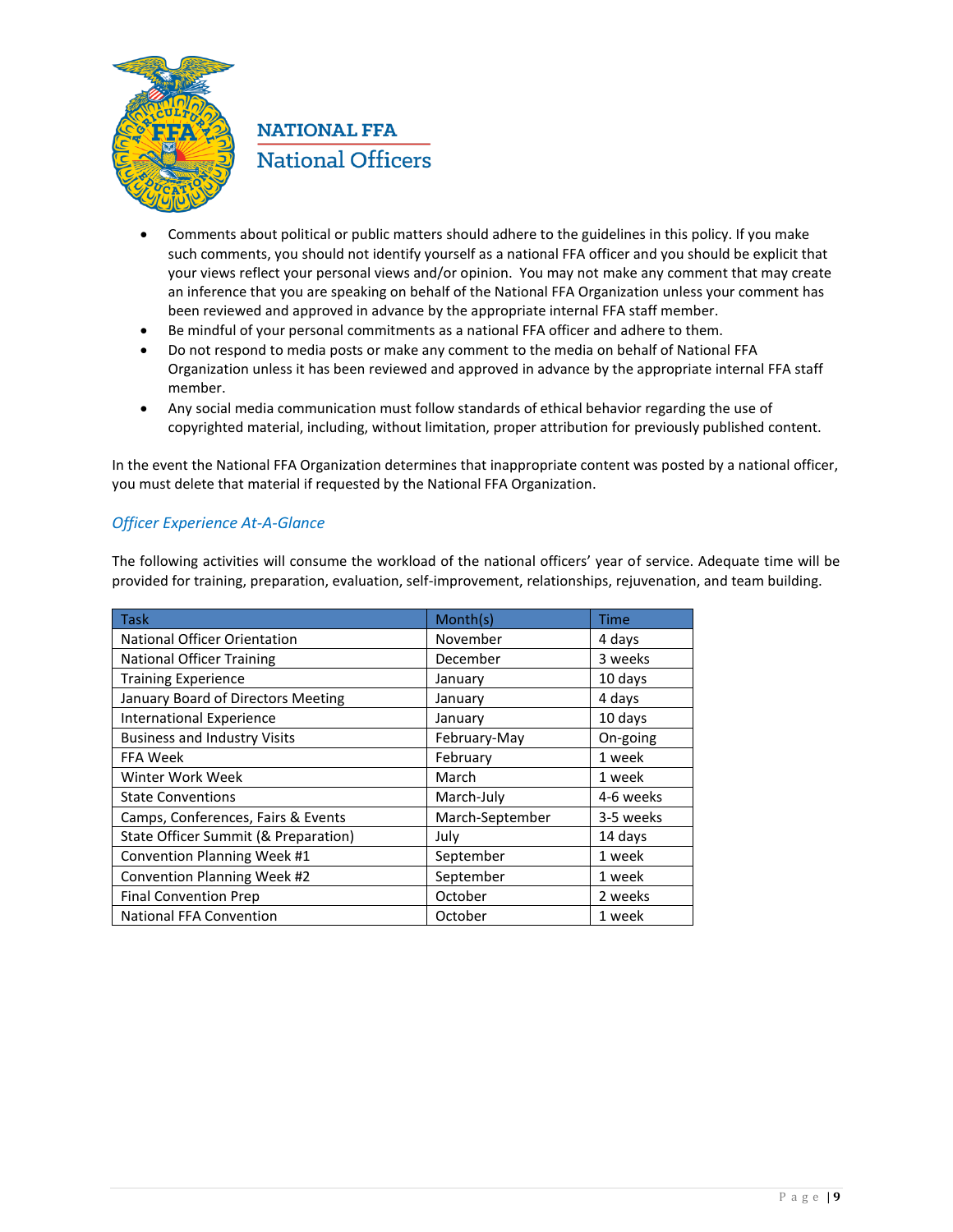- Comments about political or public matters should adhere to the guidelines in this policy. If you make such comments, you should not identify yourself as a national FFA officer and you should be explicit that your views reflect your personal views and/or opinion. You may not make any comment that may create an inference that you are speaking on behalf of the National FFA Organization unless your comment has been reviewed and approved in advance by the appropriate internal FFA staff member.
- Be mindful of your personal commitments as a national FFA officer and adhere to them.
- Do not respond to media posts or make any comment to the media on behalf of National FFA Organization unless it has been reviewed and approved in advance by the appropriate internal FFA staff member.
- Any social media communication must follow standards of ethical behavior regarding the use of copyrighted material, including, without limitation, proper attribution for previously published content.

In the event the National FFA Organization determines that inappropriate content was posted by a national officer, you must delete that material if requested by the National FFA Organization.

### *Officer Experience At-A-Glance*

The following activities will consume the workload of the national officers' year of service. Adequate time will be provided for training, preparation, evaluation, self-improvement, relationships, rejuvenation, and team building.

| Task | Month(s) | Time |
|---|---|---|
| National Officer Orientation | November | 4 days |
| National Officer Training | December | 3 weeks |
| Training Experience | January | 10 days |
| January Board of Directors Meeting | January | 4 days |
| International Experience | January | 10 days |
| Business and Industry Visits | February-May | On-going |
| FFA Week | February | 1 week |
| Winter Work Week | March | 1 week |
| State Conventions | March-July | 4-6 weeks |
| Camps, Conferences, Fairs & Events | March-September | 3-5 weeks |
| State Officer Summit (& Preparation) | July | 14 days |
| Convention Planning Week #1 | September | 1 week |
| Convention Planning Week #2 | September | 1 week |
| Final Convention Prep | October | 2 weeks |
| National FFA Convention | October | 1 week |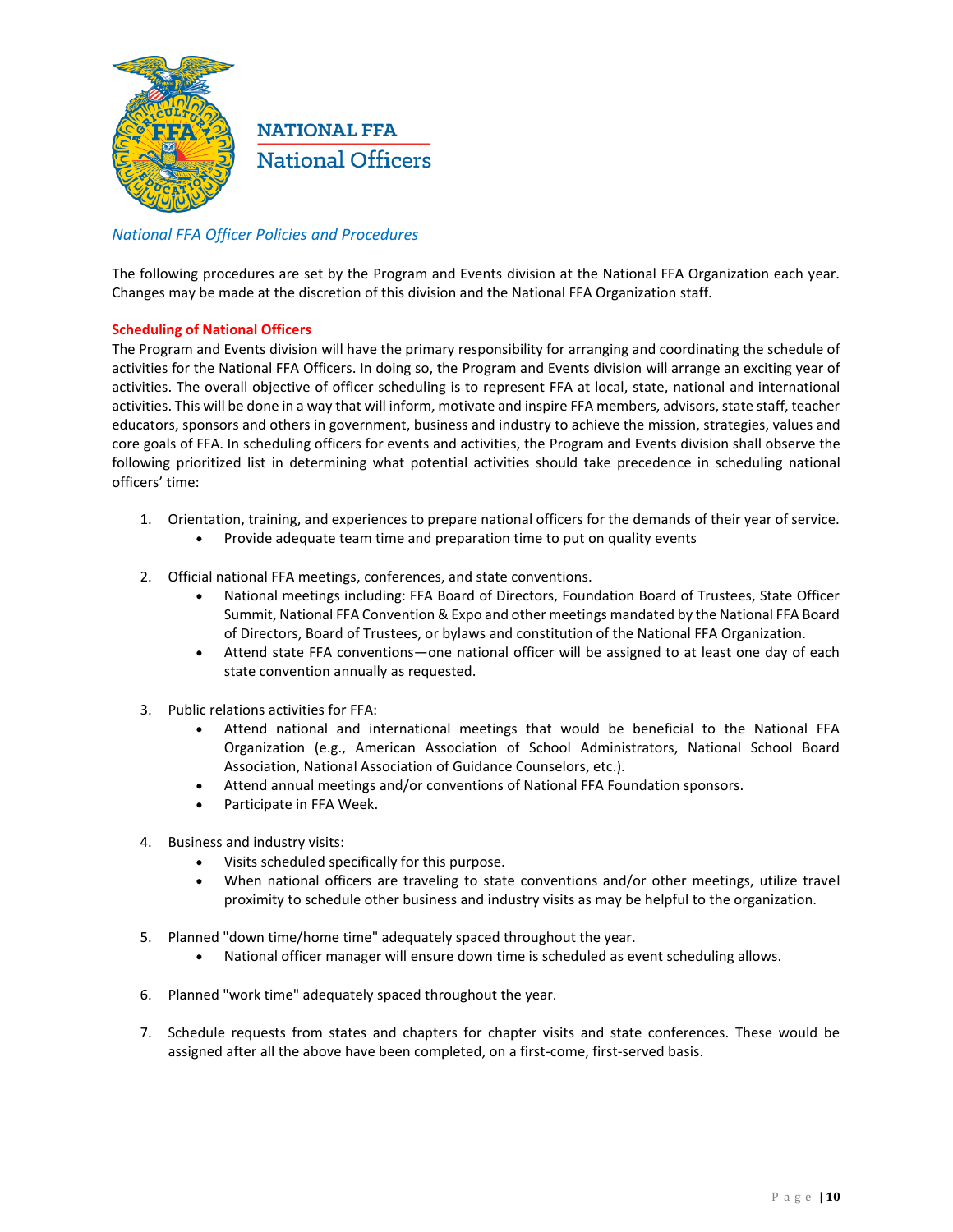NATIONAL FFA
National Officers

*National FFA Officer Policies and Procedures*

The following procedures are set by the Program and Events division at the National FFA Organization each year. Changes may be made at the discretion of this division and the National FFA Organization staff.

**Scheduling of National Officers**

The Program and Events division will have the primary responsibility for arranging and coordinating the schedule of activities for the National FFA Officers. In doing so, the Program and Events division will arrange an exciting year of activities. The overall objective of officer scheduling is to represent FFA at local, state, national and international activities. This will be done in a way that will inform, motivate and inspire FFA members, advisors, state staff, teacher educators, sponsors and others in government, business and industry to achieve the mission, strategies, values and core goals of FFA. In scheduling officers for events and activities, the Program and Events division shall observe the following prioritized list in determining what potential activities should take precedence in scheduling national officers' time:

1. Orientation, training, and experiences to prepare national officers for the demands of their year of service.
   - Provide adequate team time and preparation time to put on quality events

2. Official national FFA meetings, conferences, and state conventions.
   - National meetings including: FFA Board of Directors, Foundation Board of Trustees, State Officer Summit, National FFA Convention & Expo and other meetings mandated by the National FFA Board of Directors, Board of Trustees, or bylaws and constitution of the National FFA Organization.
   - Attend state FFA conventions—one national officer will be assigned to at least one day of each state convention annually as requested.

3. Public relations activities for FFA:
   - Attend national and international meetings that would be beneficial to the National FFA Organization (e.g., American Association of School Administrators, National School Board Association, National Association of Guidance Counselors, etc.).
   - Attend annual meetings and/or conventions of National FFA Foundation sponsors.
   - Participate in FFA Week.

4. Business and industry visits:
   - Visits scheduled specifically for this purpose.
   - When national officers are traveling to state conventions and/or other meetings, utilize travel proximity to schedule other business and industry visits as may be helpful to the organization.

5. Planned "down time/home time" adequately spaced throughout the year.
   - National officer manager will ensure down time is scheduled as event scheduling allows.

6. Planned "work time" adequately spaced throughout the year.

7. Schedule requests from states and chapters for chapter visits and state conferences. These would be assigned after all the above have been completed, on a first-come, first-served basis.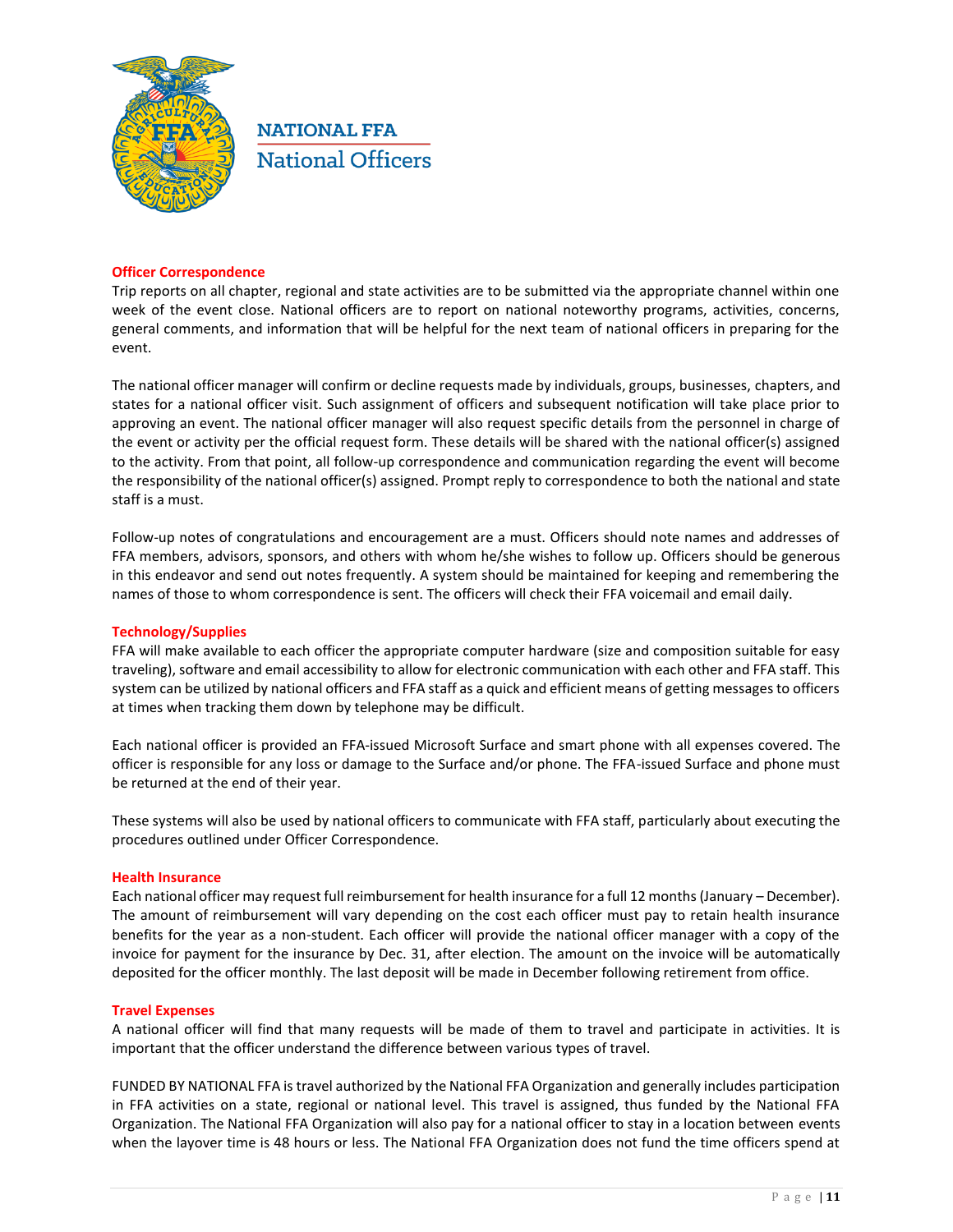### Officer Correspondence

Trip reports on all chapter, regional and state activities are to be submitted via the appropriate channel within one week of the event close. National officers are to report on national noteworthy programs, activities, concerns, general comments, and information that will be helpful for the next team of national officers in preparing for the event.

The national officer manager will confirm or decline requests made by individuals, groups, businesses, chapters, and states for a national officer visit. Such assignment of officers and subsequent notification will take place prior to approving an event. The national officer manager will also request specific details from the personnel in charge of the event or activity per the official request form. These details will be shared with the national officer(s) assigned to the activity. From that point, all follow-up correspondence and communication regarding the event will become the responsibility of the national officer(s) assigned. Prompt reply to correspondence to both the national and state staff is a must.

Follow-up notes of congratulations and encouragement are a must. Officers should note names and addresses of FFA members, advisors, sponsors, and others with whom he/she wishes to follow up. Officers should be generous in this endeavor and send out notes frequently. A system should be maintained for keeping and remembering the names of those to whom correspondence is sent. The officers will check their FFA voicemail and email daily.

### Technology/Supplies

FFA will make available to each officer the appropriate computer hardware (size and composition suitable for easy traveling), software and email accessibility to allow for electronic communication with each other and FFA staff. This system can be utilized by national officers and FFA staff as a quick and efficient means of getting messages to officers at times when tracking them down by telephone may be difficult.

Each national officer is provided an FFA-issued Microsoft Surface and smart phone with all expenses covered. The officer is responsible for any loss or damage to the Surface and/or phone. The FFA-issued Surface and phone must be returned at the end of their year.

These systems will also be used by national officers to communicate with FFA staff, particularly about executing the procedures outlined under Officer Correspondence.

### Health Insurance

Each national officer may request full reimbursement for health insurance for a full 12 months (January – December). The amount of reimbursement will vary depending on the cost each officer must pay to retain health insurance benefits for the year as a non-student. Each officer will provide the national officer manager with a copy of the invoice for payment for the insurance by Dec. 31, after election. The amount on the invoice will be automatically deposited for the officer monthly. The last deposit will be made in December following retirement from office.

### Travel Expenses

A national officer will find that many requests will be made of them to travel and participate in activities. It is important that the officer understand the difference between various types of travel.

FUNDED BY NATIONAL FFA is travel authorized by the National FFA Organization and generally includes participation in FFA activities on a state, regional or national level. This travel is assigned, thus funded by the National FFA Organization. The National FFA Organization will also pay for a national officer to stay in a location between events when the layover time is 48 hours or less. The National FFA Organization does not fund the time officers spend at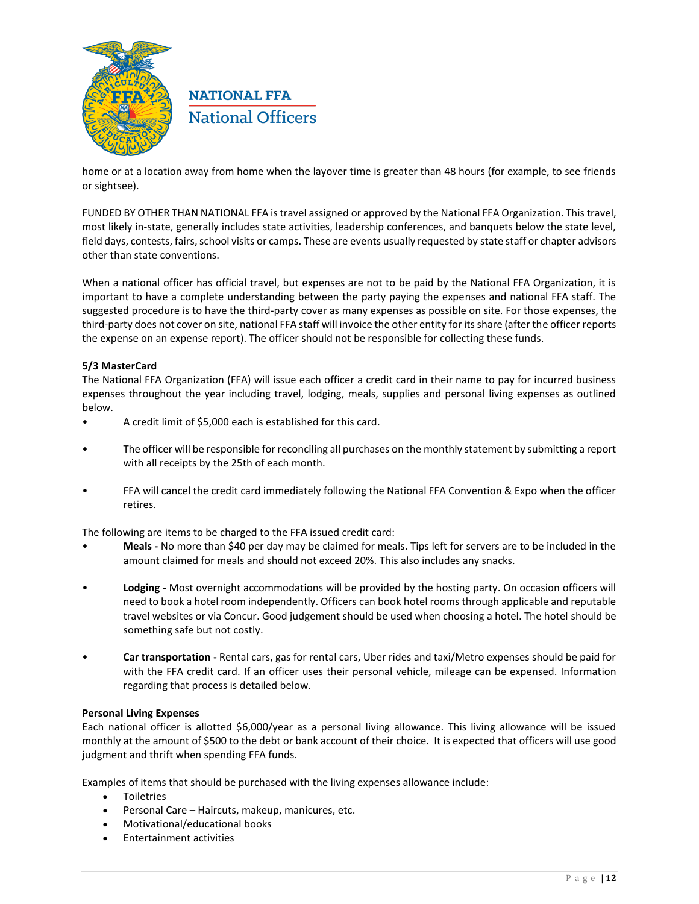home or at a location away from home when the layover time is greater than 48 hours (for example, to see friends or sightsee).

FUNDED BY OTHER THAN NATIONAL FFA is travel assigned or approved by the National FFA Organization. This travel, most likely in-state, generally includes state activities, leadership conferences, and banquets below the state level, field days, contests, fairs, school visits or camps. These are events usually requested by state staff or chapter advisors other than state conventions.

When a national officer has official travel, but expenses are not to be paid by the National FFA Organization, it is important to have a complete understanding between the party paying the expenses and national FFA staff. The suggested procedure is to have the third-party cover as many expenses as possible on site. For those expenses, the third-party does not cover on site, national FFA staff will invoice the other entity for its share (after the officer reports the expense on an expense report). The officer should not be responsible for collecting these funds.

**5/3 MasterCard**

The National FFA Organization (FFA) will issue each officer a credit card in their name to pay for incurred business expenses throughout the year including travel, lodging, meals, supplies and personal living expenses as outlined below.

- A credit limit of $5,000 each is established for this card.
- The officer will be responsible for reconciling all purchases on the monthly statement by submitting a report with all receipts by the 25th of each month.
- FFA will cancel the credit card immediately following the National FFA Convention & Expo when the officer retires.

The following are items to be charged to the FFA issued credit card:

- **Meals -** No more than $40 per day may be claimed for meals. Tips left for servers are to be included in the amount claimed for meals and should not exceed 20%. This also includes any snacks.
- **Lodging -** Most overnight accommodations will be provided by the hosting party. On occasion officers will need to book a hotel room independently. Officers can book hotel rooms through applicable and reputable travel websites or via Concur. Good judgement should be used when choosing a hotel. The hotel should be something safe but not costly.
- **Car transportation -** Rental cars, gas for rental cars, Uber rides and taxi/Metro expenses should be paid for with the FFA credit card. If an officer uses their personal vehicle, mileage can be expensed. Information regarding that process is detailed below.

**Personal Living Expenses**

Each national officer is allotted $6,000/year as a personal living allowance. This living allowance will be issued monthly at the amount of $500 to the debt or bank account of their choice. It is expected that officers will use good judgment and thrift when spending FFA funds.

Examples of items that should be purchased with the living expenses allowance include:

- Toiletries
- Personal Care – Haircuts, makeup, manicures, etc.
- Motivational/educational books
- Entertainment activities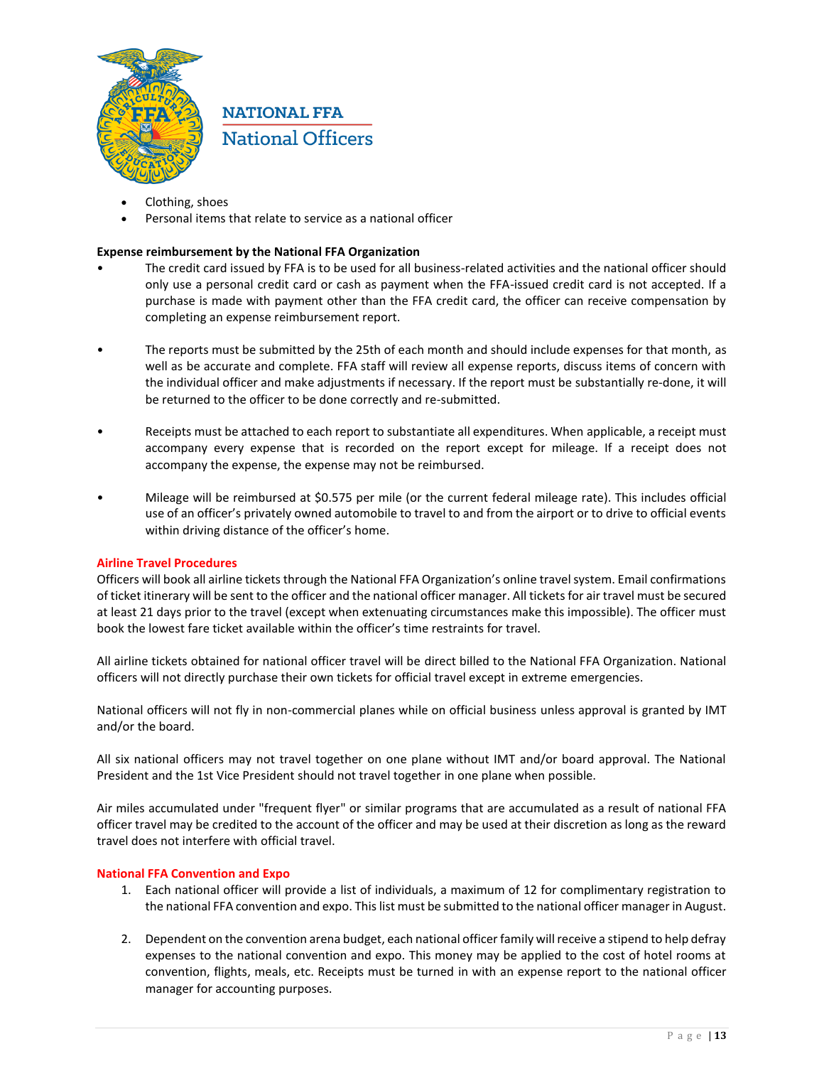- Clothing, shoes
- Personal items that relate to service as a national officer

**Expense reimbursement by the National FFA Organization**

- The credit card issued by FFA is to be used for all business-related activities and the national officer should only use a personal credit card or cash as payment when the FFA-issued credit card is not accepted. If a purchase is made with payment other than the FFA credit card, the officer can receive compensation by completing an expense reimbursement report.

- The reports must be submitted by the 25th of each month and should include expenses for that month, as well as be accurate and complete. FFA staff will review all expense reports, discuss items of concern with the individual officer and make adjustments if necessary. If the report must be substantially re-done, it will be returned to the officer to be done correctly and re-submitted.

- Receipts must be attached to each report to substantiate all expenditures. When applicable, a receipt must accompany every expense that is recorded on the report except for mileage. If a receipt does not accompany the expense, the expense may not be reimbursed.

- Mileage will be reimbursed at $0.575 per mile (or the current federal mileage rate). This includes official use of an officer's privately owned automobile to travel to and from the airport or to drive to official events within driving distance of the officer's home.

## Airline Travel Procedures

Officers will book all airline tickets through the National FFA Organization's online travel system. Email confirmations of ticket itinerary will be sent to the officer and the national officer manager. All tickets for air travel must be secured at least 21 days prior to the travel (except when extenuating circumstances make this impossible). The officer must book the lowest fare ticket available within the officer's time restraints for travel.

All airline tickets obtained for national officer travel will be direct billed to the National FFA Organization. National officers will not directly purchase their own tickets for official travel except in extreme emergencies.

National officers will not fly in non-commercial planes while on official business unless approval is granted by IMT and/or the board.

All six national officers may not travel together on one plane without IMT and/or board approval. The National President and the 1st Vice President should not travel together in one plane when possible.

Air miles accumulated under "frequent flyer" or similar programs that are accumulated as a result of national FFA officer travel may be credited to the account of the officer and may be used at their discretion as long as the reward travel does not interfere with official travel.

## National FFA Convention and Expo

1. Each national officer will provide a list of individuals, a maximum of 12 for complimentary registration to the national FFA convention and expo. This list must be submitted to the national officer manager in August.

2. Dependent on the convention arena budget, each national officer family will receive a stipend to help defray expenses to the national convention and expo. This money may be applied to the cost of hotel rooms at convention, flights, meals, etc. Receipts must be turned in with an expense report to the national officer manager for accounting purposes.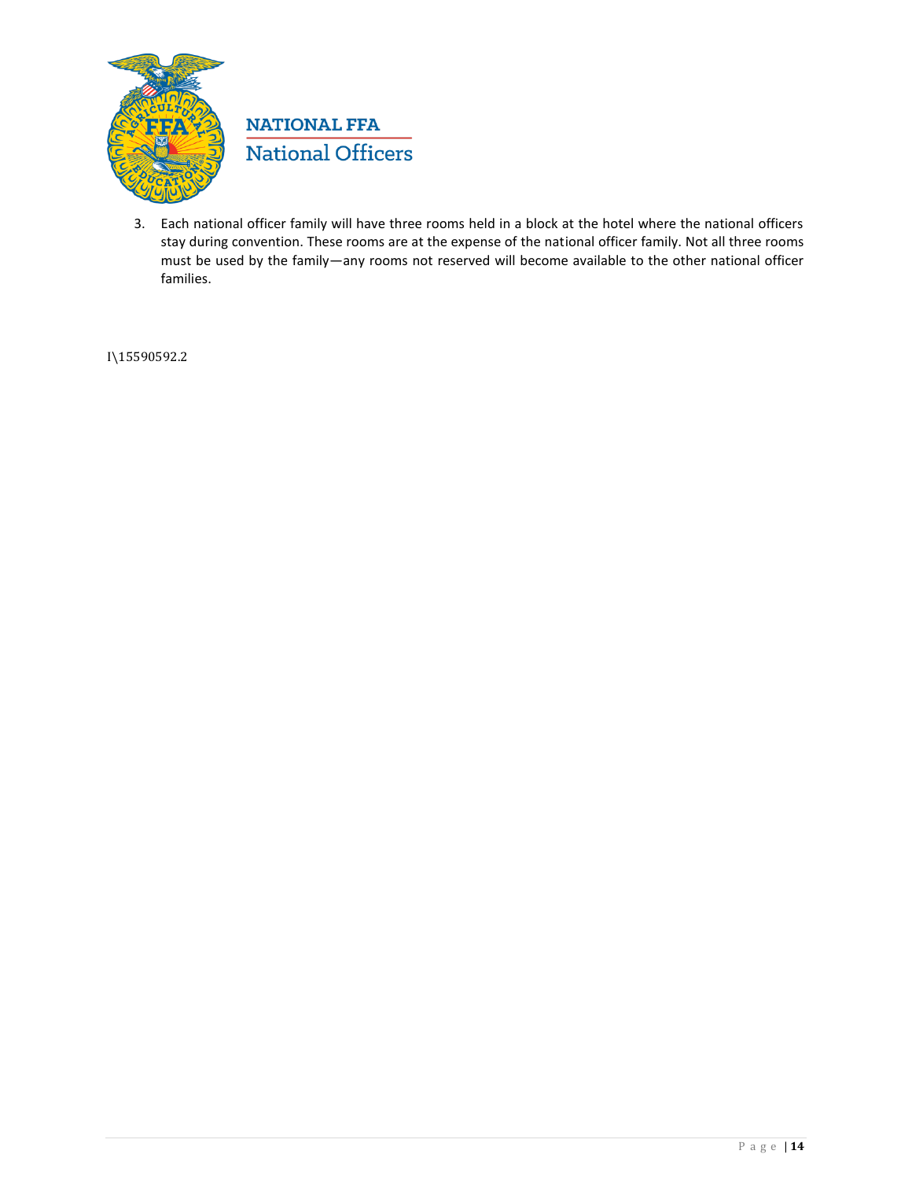3. Each national officer family will have three rooms held in a block at the hotel where the national officers stay during convention. These rooms are at the expense of the national officer family. Not all three rooms must be used by the family—any rooms not reserved will become available to the other national officer families.

I\15590592.2